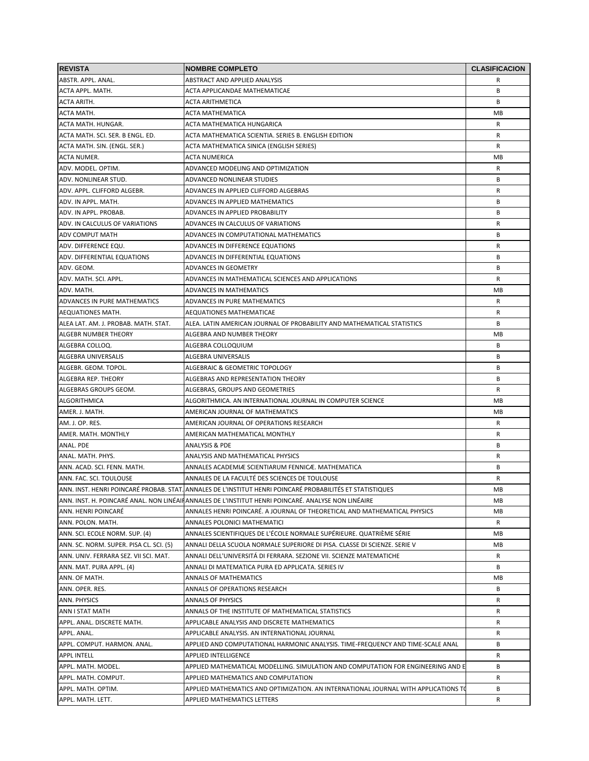| REVISTA | NOMBRE COMPLETO | CLASIFICACION |
|---|---|---|
| ABSTR. APPL. ANAL. | ABSTRACT AND APPLIED ANALYSIS | R |
| ACTA APPL. MATH. | ACTA APPLICANDAE MATHEMATICAE | B |
| ACTA ARITH. | ACTA ARITHMETICA | B |
| ACTA MATH. | ACTA MATHEMATICA | MB |
| ACTA MATH. HUNGAR. | ACTA MATHEMATICA HUNGARICA | R |
| ACTA MATH. SCI. SER. B ENGL. ED. | ACTA MATHEMATICA SCIENTIA. SERIES B. ENGLISH EDITION | R |
| ACTA MATH. SIN. (ENGL. SER.) | ACTA MATHEMATICA SINICA (ENGLISH SERIES) | R |
| ACTA NUMER. | ACTA NUMERICA | MB |
| ADV. MODEL. OPTIM. | ADVANCED MODELING AND OPTIMIZATION | R |
| ADV. NONLINEAR STUD. | ADVANCED NONLINEAR STUDIES | B |
| ADV. APPL. CLIFFORD ALGEBR. | ADVANCES IN APPLIED CLIFFORD ALGEBRAS | R |
| ADV. IN APPL. MATH. | ADVANCES IN APPLIED MATHEMATICS | B |
| ADV. IN APPL. PROBAB. | ADVANCES IN APPLIED PROBABILITY | B |
| ADV. IN CALCULUS OF VARIATIONS | ADVANCES IN CALCULUS OF VARIATIONS | R |
| ADV COMPUT MATH | ADVANCES IN COMPUTATIONAL MATHEMATICS | B |
| ADV. DIFFERENCE EQU. | ADVANCES IN DIFFERENCE EQUATIONS | R |
| ADV. DIFFERENTIAL EQUATIONS | ADVANCES IN DIFFERENTIAL EQUATIONS | B |
| ADV. GEOM. | ADVANCES IN GEOMETRY | B |
| ADV. MATH. SCI. APPL. | ADVANCES IN MATHEMATICAL SCIENCES AND APPLICATIONS | R |
| ADV. MATH. | ADVANCES IN MATHEMATICS | MB |
| ADVANCES IN PURE MATHEMATICS | ADVANCES IN PURE MATHEMATICS | R |
| AEQUATIONES MATH. | AEQUATIONES MATHEMATICAE | R |
| ALEA LAT. AM. J. PROBAB. MATH. STAT. | ALEA. LATIN AMERICAN JOURNAL OF PROBABILITY AND MATHEMATICAL STATISTICS | B |
| ALGEBR NUMBER THEORY | ALGEBRA AND NUMBER THEORY | MB |
| ALGEBRA COLLOQ. | ALGEBRA COLLOQUIUM | B |
| ALGEBRA UNIVERSALIS | ALGEBRA UNIVERSALIS | B |
| ALGEBR. GEOM. TOPOL. | ALGEBRAIC & GEOMETRIC TOPOLOGY | B |
| ALGEBRA REP. THEORY | ALGEBRAS AND REPRESENTATION THEORY | B |
| ALGEBRAS GROUPS GEOM. | ALGEBRAS, GROUPS AND GEOMETRIES | R |
| ALGORITHMICA | ALGORITHMICA. AN INTERNATIONAL JOURNAL IN COMPUTER SCIENCE | MB |
| AMER. J. MATH. | AMERICAN JOURNAL OF MATHEMATICS | MB |
| AM. J. OP. RES. | AMERICAN JOURNAL OF OPERATIONS RESEARCH | R |
| AMER. MATH. MONTHLY | AMERICAN MATHEMATICAL MONTHLY | R |
| ANAL. PDE | ANALYSIS & PDE | B |
| ANAL. MATH. PHYS. | ANALYSIS AND MATHEMATICAL PHYSICS | R |
| ANN. ACAD. SCI. FENN. MATH. | ANNALES ACADEMIÆ SCIENTIARUM FENNICÆ. MATHEMATICA | B |
| ANN. FAC. SCI. TOULOUSE | ANNALES DE LA FACULTÉ DES SCIENCES DE TOULOUSE | R |
| ANN. INST. HENRI POINCARÉ PROBAB. STAT. | ANNALES DE L'INSTITUT HENRI POINCARÉ PROBABILITÉS ET STATISTIQUES | MB |
| ANN. INST. H. POINCARÉ ANAL. NON LINÉAIR | ANNALES DE L'INSTITUT HENRI POINCARÉ. ANALYSE NON LINÉAIRE | MB |
| ANN. HENRI POINCARÉ | ANNALES HENRI POINCARÉ. A JOURNAL OF THEORETICAL AND MATHEMATICAL PHYSICS | MB |
| ANN. POLON. MATH. | ANNALES POLONICI MATHEMATICI | R |
| ANN. SCI. ECOLE NORM. SUP. (4) | ANNALES SCIENTIFIQUES DE L'ÉCOLE NORMALE SUPÉRIEURE. QUATRIÈME SÉRIE | MB |
| ANN. SC. NORM. SUPER. PISA CL. SCI. (5) | ANNALI DELLA SCUOLA NORMALE SUPERIORE DI PISA. CLASSE DI SCIENZE. SERIE V | MB |
| ANN. UNIV. FERRARA SEZ. VII SCI. MAT. | ANNALI DELL'UNIVERSITÁ DI FERRARA. SEZIONE VII. SCIENZE MATEMATICHE | R |
| ANN. MAT. PURA APPL. (4) | ANNALI DI MATEMATICA PURA ED APPLICATA. SERIES IV | B |
| ANN. OF MATH. | ANNALS OF MATHEMATICS | MB |
| ANN. OPER. RES. | ANNALS OF OPERATIONS RESEARCH | B |
| ANN. PHYSICS | ANNALS OF PHYSICS | R |
| ANN I STAT MATH | ANNALS OF THE INSTITUTE OF MATHEMATICAL STATISTICS | R |
| APPL. ANAL. DISCRETE MATH. | APPLICABLE ANALYSIS AND DISCRETE MATHEMATICS | R |
| APPL. ANAL. | APPLICABLE ANALYSIS. AN INTERNATIONAL JOURNAL | R |
| APPL. COMPUT. HARMON. ANAL. | APPLIED AND COMPUTATIONAL HARMONIC ANALYSIS. TIME-FREQUENCY AND TIME-SCALE ANAL | B |
| APPL INTELL | APPLIED INTELLIGENCE | R |
| APPL. MATH. MODEL. | APPLIED MATHEMATICAL MODELLING. SIMULATION AND COMPUTATION FOR ENGINEERING AND E | B |
| APPL. MATH. COMPUT. | APPLIED MATHEMATICS AND COMPUTATION | R |
| APPL. MATH. OPTIM. | APPLIED MATHEMATICS AND OPTIMIZATION. AN INTERNATIONAL JOURNAL WITH APPLICATIONS TO | B |
| APPL. MATH. LETT. | APPLIED MATHEMATICS LETTERS | R |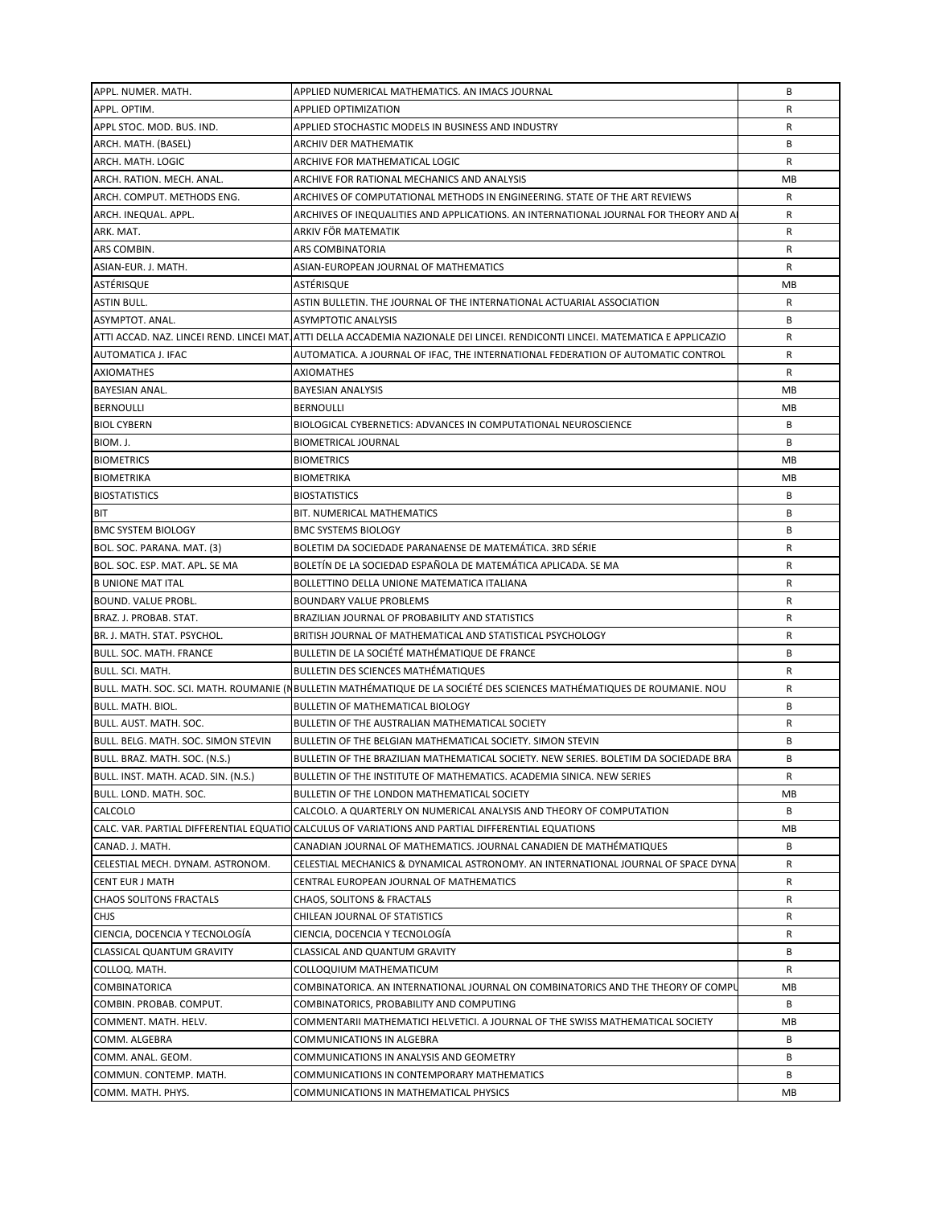| | | |
|---|---|---|
| APPL. NUMER. MATH. | APPLIED NUMERICAL MATHEMATICS. AN IMACS JOURNAL | B |
| APPL. OPTIM. | APPLIED OPTIMIZATION | R |
| APPL STOC. MOD. BUS. IND. | APPLIED STOCHASTIC MODELS IN BUSINESS AND INDUSTRY | R |
| ARCH. MATH. (BASEL) | ARCHIV DER MATHEMATIK | B |
| ARCH. MATH. LOGIC | ARCHIVE FOR MATHEMATICAL LOGIC | R |
| ARCH. RATION. MECH. ANAL. | ARCHIVE FOR RATIONAL MECHANICS AND ANALYSIS | MB |
| ARCH. COMPUT. METHODS ENG. | ARCHIVES OF COMPUTATIONAL METHODS IN ENGINEERING. STATE OF THE ART REVIEWS | R |
| ARCH. INEQUAL. APPL. | ARCHIVES OF INEQUALITIES AND APPLICATIONS. AN INTERNATIONAL JOURNAL FOR THEORY AND A | R |
| ARK. MAT. | ARKIV FÖR MATEMATIK | R |
| ARS COMBIN. | ARS COMBINATORIA | R |
| ASIAN-EUR. J. MATH. | ASIAN-EUROPEAN JOURNAL OF MATHEMATICS | R |
| ASTÉRISQUE | ASTÉRISQUE | MB |
| ASTIN BULL. | ASTIN BULLETIN. THE JOURNAL OF THE INTERNATIONAL ACTUARIAL ASSOCIATION | R |
| ASYMPTOT. ANAL. | ASYMPTOTIC ANALYSIS | B |
| ATTI ACCAD. NAZ. LINCEI REND. LINCEI MAT | ATTI DELLA ACCADEMIA NAZIONALE DEI LINCEI. RENDICONTI LINCEI. MATEMATICA E APPLICAZIO | R |
| AUTOMATICA J. IFAC | AUTOMATICA. A JOURNAL OF IFAC, THE INTERNATIONAL FEDERATION OF AUTOMATIC CONTROL | R |
| AXIOMATHES | AXIOMATHES | R |
| BAYESIAN ANAL. | BAYESIAN ANALYSIS | MB |
| BERNOULLI | BERNOULLI | MB |
| BIOL CYBERN | BIOLOGICAL CYBERNETICS: ADVANCES IN COMPUTATIONAL NEUROSCIENCE | B |
| BIOM. J. | BIOMETRICAL JOURNAL | B |
| BIOMETRICS | BIOMETRICS | MB |
| BIOMETRIKA | BIOMETRIKA | MB |
| BIOSTATISTICS | BIOSTATISTICS | B |
| BIT | BIT. NUMERICAL MATHEMATICS | B |
| BMC SYSTEM BIOLOGY | BMC SYSTEMS BIOLOGY | B |
| BOL. SOC. PARANA. MAT. (3) | BOLETIM DA SOCIEDADE PARANAENSE DE MATEMÁTICA. 3RD SÉRIE | R |
| BOL. SOC. ESP. MAT. APL. SE MA | BOLETÍN DE LA SOCIEDAD ESPAÑOLA DE MATEMÁTICA APLICADA. SE MA | R |
| B UNIONE MAT ITAL | BOLLETTINO DELLA UNIONE MATEMATICA ITALIANA | R |
| BOUND. VALUE PROBL. | BOUNDARY VALUE PROBLEMS | R |
| BRAZ. J. PROBAB. STAT. | BRAZILIAN JOURNAL OF PROBABILITY AND STATISTICS | R |
| BR. J. MATH. STAT. PSYCHOL. | BRITISH JOURNAL OF MATHEMATICAL AND STATISTICAL PSYCHOLOGY | R |
| BULL. SOC. MATH. FRANCE | BULLETIN DE LA SOCIÉTÉ MATHÉMATIQUE DE FRANCE | B |
| BULL. SCI. MATH. | BULLETIN DES SCIENCES MATHÉMATIQUES | R |
| BULL. MATH. SOC. SCI. MATH. ROUMANIE (N | BULLETIN MATHÉMATIQUE DE LA SOCIÉTÉ DES SCIENCES MATHÉMATIQUES DE ROUMANIE. NOU | R |
| BULL. MATH. BIOL. | BULLETIN OF MATHEMATICAL BIOLOGY | B |
| BULL. AUST. MATH. SOC. | BULLETIN OF THE AUSTRALIAN MATHEMATICAL SOCIETY | R |
| BULL. BELG. MATH. SOC. SIMON STEVIN | BULLETIN OF THE BELGIAN MATHEMATICAL SOCIETY. SIMON STEVIN | B |
| BULL. BRAZ. MATH. SOC. (N.S.) | BULLETIN OF THE BRAZILIAN MATHEMATICAL SOCIETY. NEW SERIES. BOLETIM DA SOCIEDADE BRA | B |
| BULL. INST. MATH. ACAD. SIN. (N.S.) | BULLETIN OF THE INSTITUTE OF MATHEMATICS. ACADEMIA SINICA. NEW SERIES | R |
| BULL. LOND. MATH. SOC. | BULLETIN OF THE LONDON MATHEMATICAL SOCIETY | MB |
| CALCOLO | CALCOLO. A QUARTERLY ON NUMERICAL ANALYSIS AND THEORY OF COMPUTATION | B |
| CALC. VAR. PARTIAL DIFFERENTIAL EQUATIO | CALCULUS OF VARIATIONS AND PARTIAL DIFFERENTIAL EQUATIONS | MB |
| CANAD. J. MATH. | CANADIAN JOURNAL OF MATHEMATICS. JOURNAL CANADIEN DE MATHÉMATIQUES | B |
| CELESTIAL MECH. DYNAM. ASTRONOM. | CELESTIAL MECHANICS & DYNAMICAL ASTRONOMY. AN INTERNATIONAL JOURNAL OF SPACE DYNA | R |
| CENT EUR J MATH | CENTRAL EUROPEAN JOURNAL OF MATHEMATICS | R |
| CHAOS SOLITONS FRACTALS | CHAOS, SOLITONS & FRACTALS | R |
| CHJS | CHILEAN JOURNAL OF STATISTICS | R |
| CIENCIA, DOCENCIA Y TECNOLOGÍA | CIENCIA, DOCENCIA Y TECNOLOGÍA | R |
| CLASSICAL QUANTUM GRAVITY | CLASSICAL AND QUANTUM GRAVITY | B |
| COLLOQ. MATH. | COLLOQUIUM MATHEMATICUM | R |
| COMBINATORICA | COMBINATORICA. AN INTERNATIONAL JOURNAL ON COMBINATORICS AND THE THEORY OF COMPU | MB |
| COMBIN. PROBAB. COMPUT. | COMBINATORICS, PROBABILITY AND COMPUTING | B |
| COMMENT. MATH. HELV. | COMMENTARII MATHEMATICI HELVETICI. A JOURNAL OF THE SWISS MATHEMATICAL SOCIETY | MB |
| COMM. ALGEBRA | COMMUNICATIONS IN ALGEBRA | B |
| COMM. ANAL. GEOM. | COMMUNICATIONS IN ANALYSIS AND GEOMETRY | B |
| COMMUN. CONTEMP. MATH. | COMMUNICATIONS IN CONTEMPORARY MATHEMATICS | B |
| COMM. MATH. PHYS. | COMMUNICATIONS IN MATHEMATICAL PHYSICS | MB |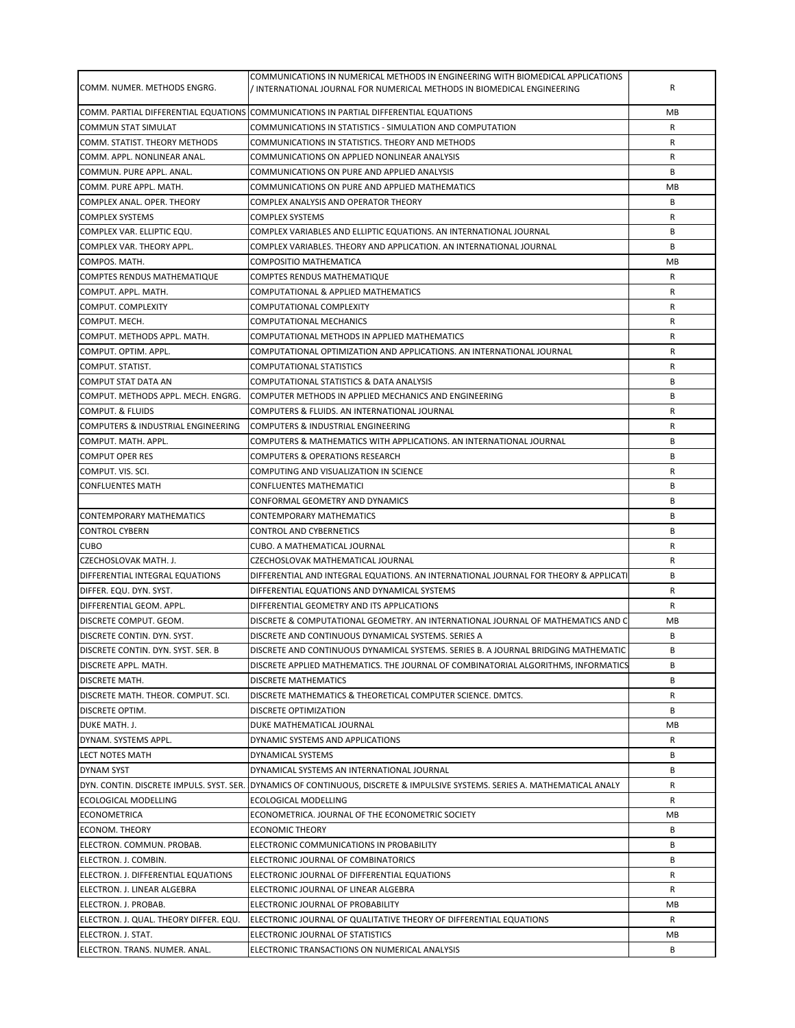| | | |
|---|---|---|
| COMM. NUMER. METHODS ENGRG. | COMMUNICATIONS IN NUMERICAL METHODS IN ENGINEERING WITH BIOMEDICAL APPLICATIONS / INTERNATIONAL JOURNAL FOR NUMERICAL METHODS IN BIOMEDICAL ENGINEERING | R |
| COMM. PARTIAL DIFFERENTIAL EQUATIONS | COMMUNICATIONS IN PARTIAL DIFFERENTIAL EQUATIONS | MB |
| COMMUN STAT SIMULAT | COMMUNICATIONS IN STATISTICS - SIMULATION AND COMPUTATION | R |
| COMM. STATIST. THEORY METHODS | COMMUNICATIONS IN STATISTICS. THEORY AND METHODS | R |
| COMM. APPL. NONLINEAR ANAL. | COMMUNICATIONS ON APPLIED NONLINEAR ANALYSIS | R |
| COMMUN. PURE APPL. ANAL. | COMMUNICATIONS ON PURE AND APPLIED ANALYSIS | B |
| COMM. PURE APPL. MATH. | COMMUNICATIONS ON PURE AND APPLIED MATHEMATICS | MB |
| COMPLEX ANAL. OPER. THEORY | COMPLEX ANALYSIS AND OPERATOR THEORY | B |
| COMPLEX SYSTEMS | COMPLEX SYSTEMS | R |
| COMPLEX VAR. ELLIPTIC EQU. | COMPLEX VARIABLES AND ELLIPTIC EQUATIONS. AN INTERNATIONAL JOURNAL | B |
| COMPLEX VAR. THEORY APPL. | COMPLEX VARIABLES. THEORY AND APPLICATION. AN INTERNATIONAL JOURNAL | B |
| COMPOS. MATH. | COMPOSITIO MATHEMATICA | MB |
| COMPTES RENDUS MATHEMATIQUE | COMPTES RENDUS MATHEMATIQUE | R |
| COMPUT. APPL. MATH. | COMPUTATIONAL & APPLIED MATHEMATICS | R |
| COMPUT. COMPLEXITY | COMPUTATIONAL COMPLEXITY | R |
| COMPUT. MECH. | COMPUTATIONAL MECHANICS | R |
| COMPUT. METHODS APPL. MATH. | COMPUTATIONAL METHODS IN APPLIED MATHEMATICS | R |
| COMPUT. OPTIM. APPL. | COMPUTATIONAL OPTIMIZATION AND APPLICATIONS. AN INTERNATIONAL JOURNAL | R |
| COMPUT. STATIST. | COMPUTATIONAL STATISTICS | R |
| COMPUT STAT DATA AN | COMPUTATIONAL STATISTICS & DATA ANALYSIS | B |
| COMPUT. METHODS APPL. MECH. ENGRG. | COMPUTER METHODS IN APPLIED MECHANICS AND ENGINEERING | B |
| COMPUT. & FLUIDS | COMPUTERS & FLUIDS. AN INTERNATIONAL JOURNAL | R |
| COMPUTERS & INDUSTRIAL ENGINEERING | COMPUTERS & INDUSTRIAL ENGINEERING | R |
| COMPUT. MATH. APPL. | COMPUTERS & MATHEMATICS WITH APPLICATIONS. AN INTERNATIONAL JOURNAL | B |
| COMPUT OPER RES | COMPUTERS & OPERATIONS RESEARCH | B |
| COMPUT. VIS. SCI. | COMPUTING AND VISUALIZATION IN SCIENCE | R |
| CONFLUENTES MATH | CONFLUENTES MATHEMATICI | B |
| | CONFORMAL GEOMETRY AND DYNAMICS | B |
| CONTEMPORARY MATHEMATICS | CONTEMPORARY MATHEMATICS | B |
| CONTROL CYBERN | CONTROL AND CYBERNETICS | B |
| CUBO | CUBO. A MATHEMATICAL JOURNAL | R |
| CZECHOSLOVAK MATH. J. | CZECHOSLOVAK MATHEMATICAL JOURNAL | R |
| DIFFERENTIAL INTEGRAL EQUATIONS | DIFFERENTIAL AND INTEGRAL EQUATIONS. AN INTERNATIONAL JOURNAL FOR THEORY & APPLICATI | B |
| DIFFER. EQU. DYN. SYST. | DIFFERENTIAL EQUATIONS AND DYNAMICAL SYSTEMS | R |
| DIFFERENTIAL GEOM. APPL. | DIFFERENTIAL GEOMETRY AND ITS APPLICATIONS | R |
| DISCRETE COMPUT. GEOM. | DISCRETE & COMPUTATIONAL GEOMETRY. AN INTERNATIONAL JOURNAL OF MATHEMATICS AND C | MB |
| DISCRETE CONTIN. DYN. SYST. | DISCRETE AND CONTINUOUS DYNAMICAL SYSTEMS. SERIES A | B |
| DISCRETE CONTIN. DYN. SYST. SER. B | DISCRETE AND CONTINUOUS DYNAMICAL SYSTEMS. SERIES B. A JOURNAL BRIDGING MATHEMATIC | B |
| DISCRETE APPL. MATH. | DISCRETE APPLIED MATHEMATICS. THE JOURNAL OF COMBINATORIAL ALGORITHMS, INFORMATICS | B |
| DISCRETE MATH. | DISCRETE MATHEMATICS | B |
| DISCRETE MATH. THEOR. COMPUT. SCI. | DISCRETE MATHEMATICS & THEORETICAL COMPUTER SCIENCE. DMTCS. | R |
| DISCRETE OPTIM. | DISCRETE OPTIMIZATION | B |
| DUKE MATH. J. | DUKE MATHEMATICAL JOURNAL | MB |
| DYNAM. SYSTEMS APPL. | DYNAMIC SYSTEMS AND APPLICATIONS | R |
| LECT NOTES MATH | DYNAMICAL SYSTEMS | B |
| DYNAM SYST | DYNAMICAL SYSTEMS AN INTERNATIONAL JOURNAL | B |
| DYN. CONTIN. DISCRETE IMPULS. SYST. SER. | DYNAMICS OF CONTINUOUS, DISCRETE & IMPULSIVE SYSTEMS. SERIES A. MATHEMATICAL ANALY | R |
| ECOLOGICAL MODELLING | ECOLOGICAL MODELLING | R |
| ECONOMETRICA | ECONOMETRICA. JOURNAL OF THE ECONOMETRIC SOCIETY | MB |
| ECONOM. THEORY | ECONOMIC THEORY | B |
| ELECTRON. COMMUN. PROBAB. | ELECTRONIC COMMUNICATIONS IN PROBABILITY | B |
| ELECTRON. J. COMBIN. | ELECTRONIC JOURNAL OF COMBINATORICS | B |
| ELECTRON. J. DIFFERENTIAL EQUATIONS | ELECTRONIC JOURNAL OF DIFFERENTIAL EQUATIONS | R |
| ELECTRON. J. LINEAR ALGEBRA | ELECTRONIC JOURNAL OF LINEAR ALGEBRA | R |
| ELECTRON. J. PROBAB. | ELECTRONIC JOURNAL OF PROBABILITY | MB |
| ELECTRON. J. QUAL. THEORY DIFFER. EQU. | ELECTRONIC JOURNAL OF QUALITATIVE THEORY OF DIFFERENTIAL EQUATIONS | R |
| ELECTRON. J. STAT. | ELECTRONIC JOURNAL OF STATISTICS | MB |
| ELECTRON. TRANS. NUMER. ANAL. | ELECTRONIC TRANSACTIONS ON NUMERICAL ANALYSIS | B |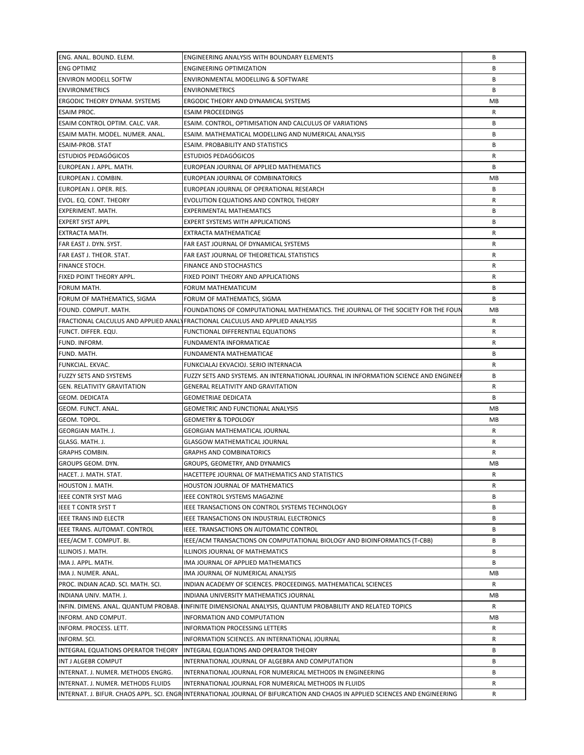| | | |
|---|---|---|
| ENG. ANAL. BOUND. ELEM. | ENGINEERING ANALYSIS WITH BOUNDARY ELEMENTS | B |
| ENG OPTIMIZ | ENGINEERING OPTIMIZATION | B |
| ENVIRON MODELL SOFTW | ENVIRONMENTAL MODELLING & SOFTWARE | B |
| ENVIRONMETRICS | ENVIRONMETRICS | B |
| ERGODIC THEORY DYNAM. SYSTEMS | ERGODIC THEORY AND DYNAMICAL SYSTEMS | MB |
| ESAIM PROC. | ESAIM PROCEEDINGS | R |
| ESAIM CONTROL OPTIM. CALC. VAR. | ESAIM. CONTROL, OPTIMISATION AND CALCULUS OF VARIATIONS | B |
| ESAIM MATH. MODEL. NUMER. ANAL. | ESAIM. MATHEMATICAL MODELLING AND NUMERICAL ANALYSIS | B |
| ESAIM-PROB. STAT | ESAIM. PROBABILITY AND STATISTICS | B |
| ESTUDIOS PEDAGÓGICOS | ESTUDIOS PEDAGÓGICOS | R |
| EUROPEAN J. APPL. MATH. | EUROPEAN JOURNAL OF APPLIED MATHEMATICS | B |
| EUROPEAN J. COMBIN. | EUROPEAN JOURNAL OF COMBINATORICS | MB |
| EUROPEAN J. OPER. RES. | EUROPEAN JOURNAL OF OPERATIONAL RESEARCH | B |
| EVOL. EQ. CONT. THEORY | EVOLUTION EQUATIONS AND CONTROL THEORY | R |
| EXPERIMENT. MATH. | EXPERIMENTAL MATHEMATICS | B |
| EXPERT SYST APPL | EXPERT SYSTEMS WITH APPLICATIONS | B |
| EXTRACTA MATH. | EXTRACTA MATHEMATICAE | R |
| FAR EAST J. DYN. SYST. | FAR EAST JOURNAL OF DYNAMICAL SYSTEMS | R |
| FAR EAST J. THEOR. STAT. | FAR EAST JOURNAL OF THEORETICAL STATISTICS | R |
| FINANCE STOCH. | FINANCE AND STOCHASTICS | R |
| FIXED POINT THEORY APPL. | FIXED POINT THEORY AND APPLICATIONS | R |
| FORUM MATH. | FORUM MATHEMATICUM | B |
| FORUM OF MATHEMATICS, SIGMA | FORUM OF MATHEMATICS, SIGMA | B |
| FOUND. COMPUT. MATH. | FOUNDATIONS OF COMPUTATIONAL MATHEMATICS. THE JOURNAL OF THE SOCIETY FOR THE FOUN | MB |
| FRACTIONAL CALCULUS AND APPLIED ANALY | FRACTIONAL CALCULUS AND APPLIED ANALYSIS | R |
| FUNCT. DIFFER. EQU. | FUNCTIONAL DIFFERENTIAL EQUATIONS | R |
| FUND. INFORM. | FUNDAMENTA INFORMATICAE | R |
| FUND. MATH. | FUNDAMENTA MATHEMATICAE | B |
| FUNKCIAL. EKVAC. | FUNKCIALAJ EKVACIOJ. SERIO INTERNACIA | R |
| FUZZY SETS AND SYSTEMS | FUZZY SETS AND SYSTEMS. AN INTERNATIONAL JOURNAL IN INFORMATION SCIENCE AND ENGINEER | B |
| GEN. RELATIVITY GRAVITATION | GENERAL RELATIVITY AND GRAVITATION | R |
| GEOM. DEDICATA | GEOMETRIAE DEDICATA | B |
| GEOM. FUNCT. ANAL. | GEOMETRIC AND FUNCTIONAL ANALYSIS | MB |
| GEOM. TOPOL. | GEOMETRY & TOPOLOGY | MB |
| GEORGIAN MATH. J. | GEORGIAN MATHEMATICAL JOURNAL | R |
| GLASG. MATH. J. | GLASGOW MATHEMATICAL JOURNAL | R |
| GRAPHS COMBIN. | GRAPHS AND COMBINATORICS | R |
| GROUPS GEOM. DYN. | GROUPS, GEOMETRY, AND DYNAMICS | MB |
| HACET. J. MATH. STAT. | HACETTEPE JOURNAL OF MATHEMATICS AND STATISTICS | R |
| HOUSTON J. MATH. | HOUSTON JOURNAL OF MATHEMATICS | R |
| IEEE CONTR SYST MAG | IEEE CONTROL SYSTEMS MAGAZINE | B |
| IEEE T CONTR SYST T | IEEE TRANSACTIONS ON CONTROL SYSTEMS TECHNOLOGY | B |
| IEEE TRANS IND ELECTR | IEEE TRANSACTIONS ON INDUSTRIAL ELECTRONICS | B |
| IEEE TRANS. AUTOMAT. CONTROL | IEEE. TRANSACTIONS ON AUTOMATIC CONTROL | B |
| IEEE/ACM T. COMPUT. BI. | IEEE/ACM TRANSACTIONS ON COMPUTATIONAL BIOLOGY AND BIOINFORMATICS (T-CBB) | B |
| ILLINOIS J. MATH. | ILLINOIS JOURNAL OF MATHEMATICS | B |
| IMA J. APPL. MATH. | IMA JOURNAL OF APPLIED MATHEMATICS | B |
| IMA J. NUMER. ANAL. | IMA JOURNAL OF NUMERICAL ANALYSIS | MB |
| PROC. INDIAN ACAD. SCI. MATH. SCI. | INDIAN ACADEMY OF SCIENCES. PROCEEDINGS. MATHEMATICAL SCIENCES | R |
| INDIANA UNIV. MATH. J. | INDIANA UNIVERSITY MATHEMATICS JOURNAL | MB |
| INFIN. DIMENS. ANAL. QUANTUM PROBAB. I | INFINITE DIMENSIONAL ANALYSIS, QUANTUM PROBABILITY AND RELATED TOPICS | R |
| INFORM. AND COMPUT. | INFORMATION AND COMPUTATION | MB |
| INFORM. PROCESS. LETT. | INFORMATION PROCESSING LETTERS | R |
| INFORM. SCI. | INFORMATION SCIENCES. AN INTERNATIONAL JOURNAL | R |
| INTEGRAL EQUATIONS OPERATOR THEORY | INTEGRAL EQUATIONS AND OPERATOR THEORY | B |
| INT J ALGEBR COMPUT | INTERNATIONAL JOURNAL OF ALGEBRA AND COMPUTATION | B |
| INTERNAT. J. NUMER. METHODS ENGRG. | INTERNATIONAL JOURNAL FOR NUMERICAL METHODS IN ENGINEERING | B |
| INTERNAT. J. NUMER. METHODS FLUIDS | INTERNATIONAL JOURNAL FOR NUMERICAL METHODS IN FLUIDS | R |
| INTERNAT. J. BIFUR. CHAOS APPL. SCI. ENGR | INTERNATIONAL JOURNAL OF BIFURCATION AND CHAOS IN APPLIED SCIENCES AND ENGINEERING | R |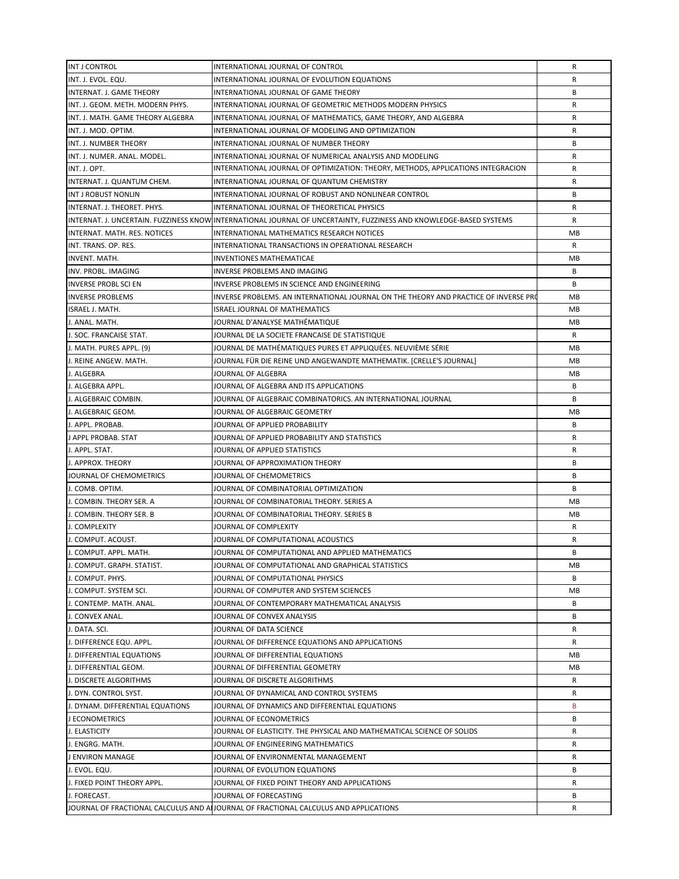| | | |
|---|---|---|
| INT J CONTROL | INTERNATIONAL JOURNAL OF CONTROL | R |
| INT. J. EVOL. EQU. | INTERNATIONAL JOURNAL OF EVOLUTION EQUATIONS | R |
| INTERNAT. J. GAME THEORY | INTERNATIONAL JOURNAL OF GAME THEORY | B |
| INT. J. GEOM. METH. MODERN PHYS. | INTERNATIONAL JOURNAL OF GEOMETRIC METHODS MODERN PHYSICS | R |
| INT. J. MATH. GAME THEORY ALGEBRA | INTERNATIONAL JOURNAL OF MATHEMATICS, GAME THEORY, AND ALGEBRA | R |
| INT. J. MOD. OPTIM. | INTERNATIONAL JOURNAL OF MODELING AND OPTIMIZATION | R |
| INT. J. NUMBER THEORY | INTERNATIONAL JOURNAL OF NUMBER THEORY | B |
| INT. J. NUMER. ANAL. MODEL. | INTERNATIONAL JOURNAL OF NUMERICAL ANALYSIS AND MODELING | R |
| INT. J. OPT. | INTERNATIONAL JOURNAL OF OPTIMIZATION: THEORY, METHODS, APPLICATIONS INTEGRACION | R |
| INTERNAT. J. QUANTUM CHEM. | INTERNATIONAL JOURNAL OF QUANTUM CHEMISTRY | R |
| INT J ROBUST NONLIN | INTERNATIONAL JOURNAL OF ROBUST AND NONLINEAR CONTROL | B |
| INTERNAT. J. THEORET. PHYS. | INTERNATIONAL JOURNAL OF THEORETICAL PHYSICS | R |
| INTERNAT. J. UNCERTAIN. FUZZINESS KNOW | INTERNATIONAL JOURNAL OF UNCERTAINTY, FUZZINESS AND KNOWLEDGE-BASED SYSTEMS | R |
| INTERNAT. MATH. RES. NOTICES | INTERNATIONAL MATHEMATICS RESEARCH NOTICES | MB |
| INT. TRANS. OP. RES. | INTERNATIONAL TRANSACTIONS IN OPERATIONAL RESEARCH | R |
| INVENT. MATH. | INVENTIONES MATHEMATICAE | MB |
| INV. PROBL. IMAGING | INVERSE PROBLEMS AND IMAGING | B |
| INVERSE PROBL SCI EN | INVERSE PROBLEMS IN SCIENCE AND ENGINEERING | B |
| INVERSE PROBLEMS | INVERSE PROBLEMS. AN INTERNATIONAL JOURNAL ON THE THEORY AND PRACTICE OF INVERSE PRO | MB |
| ISRAEL J. MATH. | ISRAEL JOURNAL OF MATHEMATICS | MB |
| J. ANAL. MATH. | JOURNAL D'ANALYSE MATHÉMATIQUE | MB |
| J. SOC. FRANCAISE STAT. | JOURNAL DE LA SOCIETE FRANCAISE DE STATISTIQUE | R |
| J. MATH. PURES APPL. (9) | JOURNAL DE MATHÉMATIQUES PURES ET APPLIQUÉES. NEUVIÈME SÉRIE | MB |
| J. REINE ANGEW. MATH. | JOURNAL FÜR DIE REINE UND ANGEWANDTE MATHEMATIK. [CRELLE'S JOURNAL] | MB |
| J. ALGEBRA | JOURNAL OF ALGEBRA | MB |
| J. ALGEBRA APPL. | JOURNAL OF ALGEBRA AND ITS APPLICATIONS | B |
| J. ALGEBRAIC COMBIN. | JOURNAL OF ALGEBRAIC COMBINATORICS. AN INTERNATIONAL JOURNAL | B |
| J. ALGEBRAIC GEOM. | JOURNAL OF ALGEBRAIC GEOMETRY | MB |
| J. APPL. PROBAB. | JOURNAL OF APPLIED PROBABILITY | B |
| J APPL PROBAB. STAT | JOURNAL OF APPLIED PROBABILITY AND STATISTICS | R |
| J. APPL. STAT. | JOURNAL OF APPLIED STATISTICS | R |
| J. APPROX. THEORY | JOURNAL OF APPROXIMATION THEORY | B |
| JOURNAL OF CHEMOMETRICS | JOURNAL OF CHEMOMETRICS | B |
| J. COMB. OPTIM. | JOURNAL OF COMBINATORIAL OPTIMIZATION | B |
| J. COMBIN. THEORY SER. A | JOURNAL OF COMBINATORIAL THEORY. SERIES A | MB |
| J. COMBIN. THEORY SER. B | JOURNAL OF COMBINATORIAL THEORY. SERIES B | MB |
| J. COMPLEXITY | JOURNAL OF COMPLEXITY | R |
| J. COMPUT. ACOUST. | JOURNAL OF COMPUTATIONAL ACOUSTICS | R |
| J. COMPUT. APPL. MATH. | JOURNAL OF COMPUTATIONAL AND APPLIED MATHEMATICS | B |
| J. COMPUT. GRAPH. STATIST. | JOURNAL OF COMPUTATIONAL AND GRAPHICAL STATISTICS | MB |
| J. COMPUT. PHYS. | JOURNAL OF COMPUTATIONAL PHYSICS | B |
| J. COMPUT. SYSTEM SCI. | JOURNAL OF COMPUTER AND SYSTEM SCIENCES | MB |
| J. CONTEMP. MATH. ANAL. | JOURNAL OF CONTEMPORARY MATHEMATICAL ANALYSIS | B |
| J. CONVEX ANAL. | JOURNAL OF CONVEX ANALYSIS | B |
| J. DATA. SCI. | JOURNAL OF DATA SCIENCE | R |
| J. DIFFERENCE EQU. APPL. | JOURNAL OF DIFFERENCE EQUATIONS AND APPLICATIONS | R |
| J. DIFFERENTIAL EQUATIONS | JOURNAL OF DIFFERENTIAL EQUATIONS | MB |
| J. DIFFERENTIAL GEOM. | JOURNAL OF DIFFERENTIAL GEOMETRY | MB |
| J. DISCRETE ALGORITHMS | JOURNAL OF DISCRETE ALGORITHMS | R |
| J. DYN. CONTROL SYST. | JOURNAL OF DYNAMICAL AND CONTROL SYSTEMS | R |
| J. DYNAM. DIFFERENTIAL EQUATIONS | JOURNAL OF DYNAMICS AND DIFFERENTIAL EQUATIONS | B |
| J ECONOMETRICS | JOURNAL OF ECONOMETRICS | B |
| J. ELASTICITY | JOURNAL OF ELASTICITY. THE PHYSICAL AND MATHEMATICAL SCIENCE OF SOLIDS | R |
| J. ENGRG. MATH. | JOURNAL OF ENGINEERING MATHEMATICS | R |
| J ENVIRON MANAGE | JOURNAL OF ENVIRONMENTAL MANAGEMENT | R |
| J. EVOL. EQU. | JOURNAL OF EVOLUTION EQUATIONS | B |
| J. FIXED POINT THEORY APPL. | JOURNAL OF FIXED POINT THEORY AND APPLICATIONS | R |
| J. FORECAST. | JOURNAL OF FORECASTING | B |
| JOURNAL OF FRACTIONAL CALCULUS AND AI | JOURNAL OF FRACTIONAL CALCULUS AND APPLICATIONS | R |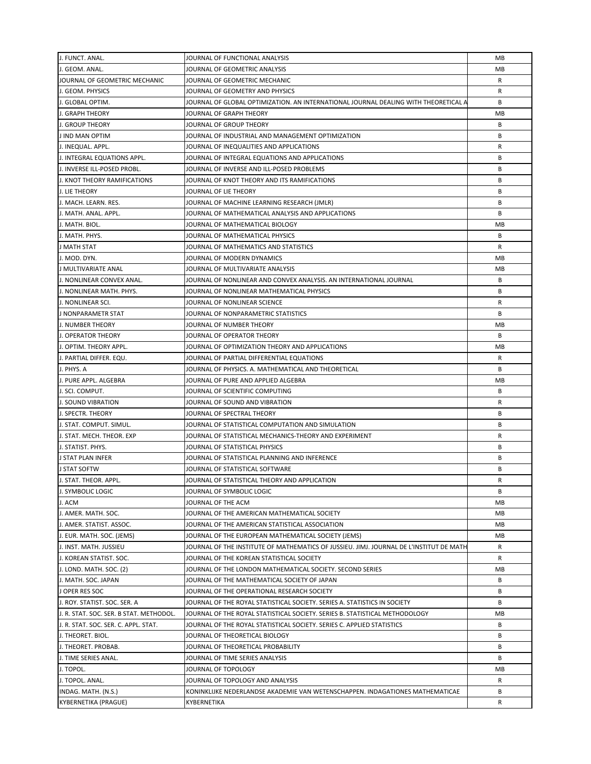| | | |
|---|---|---|
| J. FUNCT. ANAL. | JOURNAL OF FUNCTIONAL ANALYSIS | MB |
| J. GEOM. ANAL. | JOURNAL OF GEOMETRIC ANALYSIS | MB |
| JOURNAL OF GEOMETRIC MECHANIC | JOURNAL OF GEOMETRIC MECHANIC | R |
| J. GEOM. PHYSICS | JOURNAL OF GEOMETRY AND PHYSICS | R |
| J. GLOBAL OPTIM. | JOURNAL OF GLOBAL OPTIMIZATION. AN INTERNATIONAL JOURNAL DEALING WITH THEORETICAL A | B |
| J. GRAPH THEORY | JOURNAL OF GRAPH THEORY | MB |
| J. GROUP THEORY | JOURNAL OF GROUP THEORY | B |
| J IND MAN OPTIM | JOURNAL OF INDUSTRIAL AND MANAGEMENT OPTIMIZATION | B |
| J. INEQUAL. APPL. | JOURNAL OF INEQUALITIES AND APPLICATIONS | R |
| J. INTEGRAL EQUATIONS APPL. | JOURNAL OF INTEGRAL EQUATIONS AND APPLICATIONS | B |
| J. INVERSE ILL-POSED PROBL. | JOURNAL OF INVERSE AND ILL-POSED PROBLEMS | B |
| J. KNOT THEORY RAMIFICATIONS | JOURNAL OF KNOT THEORY AND ITS RAMIFICATIONS | B |
| J. LIE THEORY | JOURNAL OF LIE THEORY | B |
| J. MACH. LEARN. RES. | JOURNAL OF MACHINE LEARNING RESEARCH (JMLR) | B |
| J. MATH. ANAL. APPL. | JOURNAL OF MATHEMATICAL ANALYSIS AND APPLICATIONS | B |
| J. MATH. BIOL. | JOURNAL OF MATHEMATICAL BIOLOGY | MB |
| J. MATH. PHYS. | JOURNAL OF MATHEMATICAL PHYSICS | B |
| J MATH STAT | JOURNAL OF MATHEMATICS AND STATISTICS | R |
| J. MOD. DYN. | JOURNAL OF MODERN DYNAMICS | MB |
| J MULTIVARIATE ANAL | JOURNAL OF MULTIVARIATE ANALYSIS | MB |
| J. NONLINEAR CONVEX ANAL. | JOURNAL OF NONLINEAR AND CONVEX ANALYSIS. AN INTERNATIONAL JOURNAL | B |
| J. NONLINEAR MATH. PHYS. | JOURNAL OF NONLINEAR MATHEMATICAL PHYSICS | B |
| J. NONLINEAR SCI. | JOURNAL OF NONLINEAR SCIENCE | R |
| J NONPARAMETR STAT | JOURNAL OF NONPARAMETRIC STATISTICS | B |
| J. NUMBER THEORY | JOURNAL OF NUMBER THEORY | MB |
| J. OPERATOR THEORY | JOURNAL OF OPERATOR THEORY | B |
| J. OPTIM. THEORY APPL. | JOURNAL OF OPTIMIZATION THEORY AND APPLICATIONS | MB |
| J. PARTIAL DIFFER. EQU. | JOURNAL OF PARTIAL DIFFERENTIAL EQUATIONS | R |
| J. PHYS. A | JOURNAL OF PHYSICS. A. MATHEMATICAL AND THEORETICAL | B |
| J. PURE APPL. ALGEBRA | JOURNAL OF PURE AND APPLIED ALGEBRA | MB |
| J. SCI. COMPUT. | JOURNAL OF SCIENTIFIC COMPUTING | B |
| J. SOUND VIBRATION | JOURNAL OF SOUND AND VIBRATION | R |
| J. SPECTR. THEORY | JOURNAL OF SPECTRAL THEORY | B |
| J. STAT. COMPUT. SIMUL. | JOURNAL OF STATISTICAL COMPUTATION AND SIMULATION | B |
| J. STAT. MECH. THEOR. EXP | JOURNAL OF STATISTICAL MECHANICS-THEORY AND EXPERIMENT | R |
| J. STATIST. PHYS. | JOURNAL OF STATISTICAL PHYSICS | B |
| J STAT PLAN INFER | JOURNAL OF STATISTICAL PLANNING AND INFERENCE | B |
| J STAT SOFTW | JOURNAL OF STATISTICAL SOFTWARE | B |
| J. STAT. THEOR. APPL. | JOURNAL OF STATISTICAL THEORY AND APPLICATION | R |
| J. SYMBOLIC LOGIC | JOURNAL OF SYMBOLIC LOGIC | B |
| J. ACM | JOURNAL OF THE ACM | MB |
| J. AMER. MATH. SOC. | JOURNAL OF THE AMERICAN MATHEMATICAL SOCIETY | MB |
| J. AMER. STATIST. ASSOC. | JOURNAL OF THE AMERICAN STATISTICAL ASSOCIATION | MB |
| J. EUR. MATH. SOC. (JEMS) | JOURNAL OF THE EUROPEAN MATHEMATICAL SOCIETY (JEMS) | MB |
| J. INST. MATH. JUSSIEU | JOURNAL OF THE INSTITUTE OF MATHEMATICS OF JUSSIEU. JIMJ. JOURNAL DE L'INSTITUT DE MATH | R |
| J. KOREAN STATIST. SOC. | JOURNAL OF THE KOREAN STATISTICAL SOCIETY | R |
| J. LOND. MATH. SOC. (2) | JOURNAL OF THE LONDON MATHEMATICAL SOCIETY. SECOND SERIES | MB |
| J. MATH. SOC. JAPAN | JOURNAL OF THE MATHEMATICAL SOCIETY OF JAPAN | B |
| J OPER RES SOC | JOURNAL OF THE OPERATIONAL RESEARCH SOCIETY | B |
| J. ROY. STATIST. SOC. SER. A | JOURNAL OF THE ROYAL STATISTICAL SOCIETY. SERIES A. STATISTICS IN SOCIETY | B |
| J. R. STAT. SOC. SER. B STAT. METHODOL. | JOURNAL OF THE ROYAL STATISTICAL SOCIETY. SERIES B. STATISTICAL METHODOLOGY | MB |
| J. R. STAT. SOC. SER. C. APPL. STAT. | JOURNAL OF THE ROYAL STATISTICAL SOCIETY. SERIES C. APPLIED STATISTICS | B |
| J. THEORET. BIOL. | JOURNAL OF THEORETICAL BIOLOGY | B |
| J. THEORET. PROBAB. | JOURNAL OF THEORETICAL PROBABILITY | B |
| J. TIME SERIES ANAL. | JOURNAL OF TIME SERIES ANALYSIS | B |
| J. TOPOL. | JOURNAL OF TOPOLOGY | MB |
| J. TOPOL. ANAL. | JOURNAL OF TOPOLOGY AND ANALYSIS | R |
| INDAG. MATH. (N.S.) | KONINKLIJKE NEDERLANDSE AKADEMIE VAN WETENSCHAPPEN. INDAGATIONES MATHEMATICAE | B |
| KYBERNETIKA (PRAGUE) | KYBERNETIKA | R |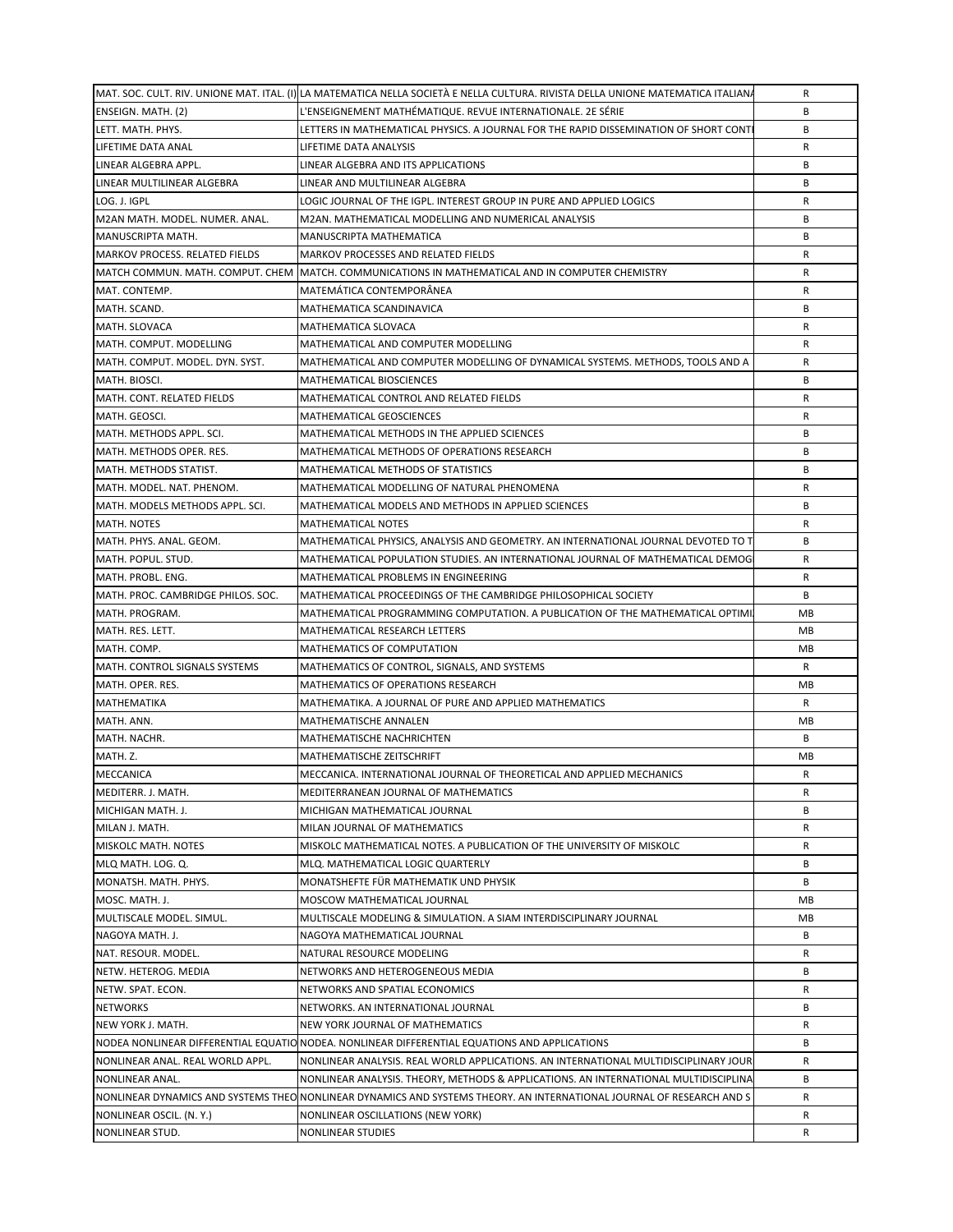| | | |
|---|---|---|
| MAT. SOC. CULT. RIV. UNIONE MAT. ITAL. (I) | LA MATEMATICA NELLA SOCIETÀ E NELLA CULTURA. RIVISTA DELLA UNIONE MATEMATICA ITALIANA | R |
| ENSEIGN. MATH. (2) | L'ENSEIGNEMENT MATHÉMATIQUE. REVUE INTERNATIONALE. 2E SÉRIE | B |
| LETT. MATH. PHYS. | LETTERS IN MATHEMATICAL PHYSICS. A JOURNAL FOR THE RAPID DISSEMINATION OF SHORT CONT | B |
| LIFETIME DATA ANAL | LIFETIME DATA ANALYSIS | R |
| LINEAR ALGEBRA APPL. | LINEAR ALGEBRA AND ITS APPLICATIONS | B |
| LINEAR MULTILINEAR ALGEBRA | LINEAR AND MULTILINEAR ALGEBRA | B |
| LOG. J. IGPL | LOGIC JOURNAL OF THE IGPL. INTEREST GROUP IN PURE AND APPLIED LOGICS | R |
| M2AN MATH. MODEL. NUMER. ANAL. | M2AN. MATHEMATICAL MODELLING AND NUMERICAL ANALYSIS | B |
| MANUSCRIPTA MATH. | MANUSCRIPTA MATHEMATICA | B |
| MARKOV PROCESS. RELATED FIELDS | MARKOV PROCESSES AND RELATED FIELDS | R |
| MATCH COMMUN. MATH. COMPUT. CHEM | MATCH. COMMUNICATIONS IN MATHEMATICAL AND IN COMPUTER CHEMISTRY | R |
| MAT. CONTEMP. | MATEMÁTICA CONTEMPORÂNEA | R |
| MATH. SCAND. | MATHEMATICA SCANDINAVICA | B |
| MATH. SLOVACA | MATHEMATICA SLOVACA | R |
| MATH. COMPUT. MODELLING | MATHEMATICAL AND COMPUTER MODELLING | R |
| MATH. COMPUT. MODEL. DYN. SYST. | MATHEMATICAL AND COMPUTER MODELLING OF DYNAMICAL SYSTEMS. METHODS, TOOLS AND A | R |
| MATH. BIOSCI. | MATHEMATICAL BIOSCIENCES | B |
| MATH. CONT. RELATED FIELDS | MATHEMATICAL CONTROL AND RELATED FIELDS | R |
| MATH. GEOSCI. | MATHEMATICAL GEOSCIENCES | R |
| MATH. METHODS APPL. SCI. | MATHEMATICAL METHODS IN THE APPLIED SCIENCES | B |
| MATH. METHODS OPER. RES. | MATHEMATICAL METHODS OF OPERATIONS RESEARCH | B |
| MATH. METHODS STATIST. | MATHEMATICAL METHODS OF STATISTICS | B |
| MATH. MODEL. NAT. PHENOM. | MATHEMATICAL MODELLING OF NATURAL PHENOMENA | R |
| MATH. MODELS METHODS APPL. SCI. | MATHEMATICAL MODELS AND METHODS IN APPLIED SCIENCES | B |
| MATH. NOTES | MATHEMATICAL NOTES | R |
| MATH. PHYS. ANAL. GEOM. | MATHEMATICAL PHYSICS, ANALYSIS AND GEOMETRY. AN INTERNATIONAL JOURNAL DEVOTED TO T | B |
| MATH. POPUL. STUD. | MATHEMATICAL POPULATION STUDIES. AN INTERNATIONAL JOURNAL OF MATHEMATICAL DEMOG | R |
| MATH. PROBL. ENG. | MATHEMATICAL PROBLEMS IN ENGINEERING | R |
| MATH. PROC. CAMBRIDGE PHILOS. SOC. | MATHEMATICAL PROCEEDINGS OF THE CAMBRIDGE PHILOSOPHICAL SOCIETY | B |
| MATH. PROGRAM. | MATHEMATICAL PROGRAMMING COMPUTATION. A PUBLICATION OF THE MATHEMATICAL OPTIMI | MB |
| MATH. RES. LETT. | MATHEMATICAL RESEARCH LETTERS | MB |
| MATH. COMP. | MATHEMATICS OF COMPUTATION | MB |
| MATH. CONTROL SIGNALS SYSTEMS | MATHEMATICS OF CONTROL, SIGNALS, AND SYSTEMS | R |
| MATH. OPER. RES. | MATHEMATICS OF OPERATIONS RESEARCH | MB |
| MATHEMATIKA | MATHEMATIKA. A JOURNAL OF PURE AND APPLIED MATHEMATICS | R |
| MATH. ANN. | MATHEMATISCHE ANNALEN | MB |
| MATH. NACHR. | MATHEMATISCHE NACHRICHTEN | B |
| MATH. Z. | MATHEMATISCHE ZEITSCHRIFT | MB |
| MECCANICA | MECCANICA. INTERNATIONAL JOURNAL OF THEORETICAL AND APPLIED MECHANICS | R |
| MEDITERR. J. MATH. | MEDITERRANEAN JOURNAL OF MATHEMATICS | R |
| MICHIGAN MATH. J. | MICHIGAN MATHEMATICAL JOURNAL | B |
| MILAN J. MATH. | MILAN JOURNAL OF MATHEMATICS | R |
| MISKOLC MATH. NOTES | MISKOLC MATHEMATICAL NOTES. A PUBLICATION OF THE UNIVERSITY OF MISKOLC | R |
| MLQ MATH. LOG. Q. | MLQ. MATHEMATICAL LOGIC QUARTERLY | B |
| MONATSH. MATH. PHYS. | MONATSHEFTE FÜR MATHEMATIK UND PHYSIK | B |
| MOSC. MATH. J. | MOSCOW MATHEMATICAL JOURNAL | MB |
| MULTISCALE MODEL. SIMUL. | MULTISCALE MODELING & SIMULATION. A SIAM INTERDISCIPLINARY JOURNAL | MB |
| NAGOYA MATH. J. | NAGOYA MATHEMATICAL JOURNAL | B |
| NAT. RESOUR. MODEL. | NATURAL RESOURCE MODELING | R |
| NETW. HETEROG. MEDIA | NETWORKS AND HETEROGENEOUS MEDIA | B |
| NETW. SPAT. ECON. | NETWORKS AND SPATIAL ECONOMICS | R |
| NETWORKS | NETWORKS. AN INTERNATIONAL JOURNAL | B |
| NEW YORK J. MATH. | NEW YORK JOURNAL OF MATHEMATICS | R |
| NODEA NONLINEAR DIFFERENTIAL EQUATIO | NODEA. NONLINEAR DIFFERENTIAL EQUATIONS AND APPLICATIONS | B |
| NONLINEAR ANAL. REAL WORLD APPL. | NONLINEAR ANALYSIS. REAL WORLD APPLICATIONS. AN INTERNATIONAL MULTIDISCIPLINARY JOUR | R |
| NONLINEAR ANAL. | NONLINEAR ANALYSIS. THEORY, METHODS & APPLICATIONS. AN INTERNATIONAL MULTIDISCIPLINA | B |
| NONLINEAR DYNAMICS AND SYSTEMS THEO | NONLINEAR DYNAMICS AND SYSTEMS THEORY. AN INTERNATIONAL JOURNAL OF RESEARCH AND S | R |
| NONLINEAR OSCIL. (N. Y.) | NONLINEAR OSCILLATIONS (NEW YORK) | R |
| NONLINEAR STUD. | NONLINEAR STUDIES | R |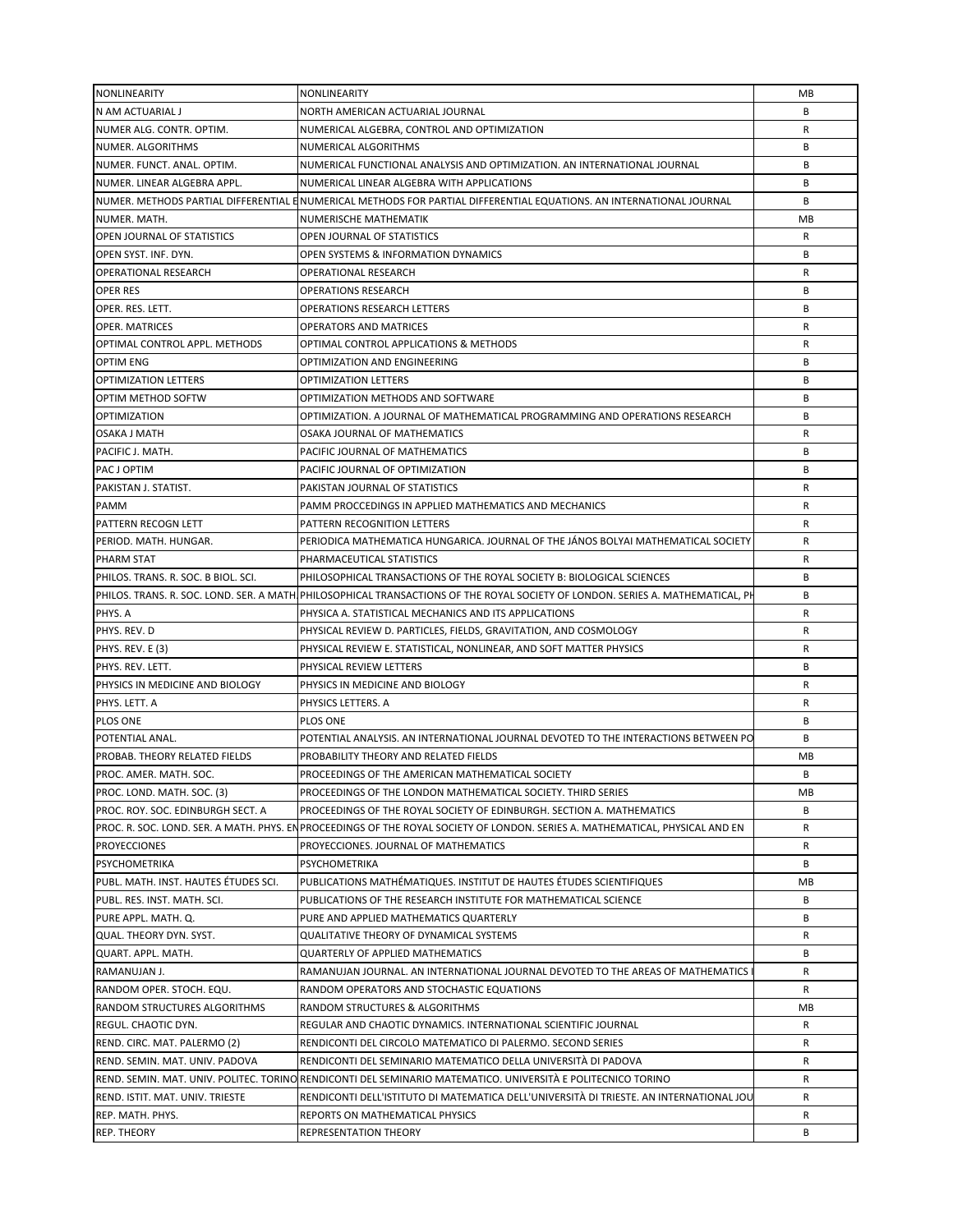| | | |
|---|---|---|
| NONLINEARITY | NONLINEARITY | MB |
| N AM ACTUARIAL J | NORTH AMERICAN ACTUARIAL JOURNAL | B |
| NUMER ALG. CONTR. OPTIM. | NUMERICAL ALGEBRA, CONTROL AND OPTIMIZATION | R |
| NUMER. ALGORITHMS | NUMERICAL ALGORITHMS | B |
| NUMER. FUNCT. ANAL. OPTIM. | NUMERICAL FUNCTIONAL ANALYSIS AND OPTIMIZATION. AN INTERNATIONAL JOURNAL | B |
| NUMER. LINEAR ALGEBRA APPL. | NUMERICAL LINEAR ALGEBRA WITH APPLICATIONS | B |
| NUMER. METHODS PARTIAL DIFFERENTIAL E | NUMERICAL METHODS FOR PARTIAL DIFFERENTIAL EQUATIONS. AN INTERNATIONAL JOURNAL | B |
| NUMER. MATH. | NUMERISCHE MATHEMATIK | MB |
| OPEN JOURNAL OF STATISTICS | OPEN JOURNAL OF STATISTICS | R |
| OPEN SYST. INF. DYN. | OPEN SYSTEMS & INFORMATION DYNAMICS | B |
| OPERATIONAL RESEARCH | OPERATIONAL RESEARCH | R |
| OPER RES | OPERATIONS RESEARCH | B |
| OPER. RES. LETT. | OPERATIONS RESEARCH LETTERS | B |
| OPER. MATRICES | OPERATORS AND MATRICES | R |
| OPTIMAL CONTROL APPL. METHODS | OPTIMAL CONTROL APPLICATIONS & METHODS | R |
| OPTIM ENG | OPTIMIZATION AND ENGINEERING | B |
| OPTIMIZATION LETTERS | OPTIMIZATION LETTERS | B |
| OPTIM METHOD SOFTW | OPTIMIZATION METHODS AND SOFTWARE | B |
| OPTIMIZATION | OPTIMIZATION. A JOURNAL OF MATHEMATICAL PROGRAMMING AND OPERATIONS RESEARCH | B |
| OSAKA J MATH | OSAKA JOURNAL OF MATHEMATICS | R |
| PACIFIC J. MATH. | PACIFIC JOURNAL OF MATHEMATICS | B |
| PAC J OPTIM | PACIFIC JOURNAL OF OPTIMIZATION | B |
| PAKISTAN J. STATIST. | PAKISTAN JOURNAL OF STATISTICS | R |
| PAMM | PAMM PROCCEDINGS IN APPLIED MATHEMATICS AND MECHANICS | R |
| PATTERN RECOGN LETT | PATTERN RECOGNITION LETTERS | R |
| PERIOD. MATH. HUNGAR. | PERIODICA MATHEMATICA HUNGARICA. JOURNAL OF THE JÁNOS BOLYAI MATHEMATICAL SOCIETY | R |
| PHARM STAT | PHARMACEUTICAL STATISTICS | R |
| PHILOS. TRANS. R. SOC. B BIOL. SCI. | PHILOSOPHICAL TRANSACTIONS OF THE ROYAL SOCIETY B: BIOLOGICAL SCIENCES | B |
| PHILOS. TRANS. R. SOC. LOND. SER. A MATH | PHILOSOPHICAL TRANSACTIONS OF THE ROYAL SOCIETY OF LONDON. SERIES A. MATHEMATICAL, PH | B |
| PHYS. A | PHYSICA A. STATISTICAL MECHANICS AND ITS APPLICATIONS | R |
| PHYS. REV. D | PHYSICAL REVIEW D. PARTICLES, FIELDS, GRAVITATION, AND COSMOLOGY | R |
| PHYS. REV. E (3) | PHYSICAL REVIEW E. STATISTICAL, NONLINEAR, AND SOFT MATTER PHYSICS | R |
| PHYS. REV. LETT. | PHYSICAL REVIEW LETTERS | B |
| PHYSICS IN MEDICINE AND BIOLOGY | PHYSICS IN MEDICINE AND BIOLOGY | R |
| PHYS. LETT. A | PHYSICS LETTERS. A | R |
| PLOS ONE | PLOS ONE | B |
| POTENTIAL ANAL. | POTENTIAL ANALYSIS. AN INTERNATIONAL JOURNAL DEVOTED TO THE INTERACTIONS BETWEEN PO | B |
| PROBAB. THEORY RELATED FIELDS | PROBABILITY THEORY AND RELATED FIELDS | MB |
| PROC. AMER. MATH. SOC. | PROCEEDINGS OF THE AMERICAN MATHEMATICAL SOCIETY | B |
| PROC. LOND. MATH. SOC. (3) | PROCEEDINGS OF THE LONDON MATHEMATICAL SOCIETY. THIRD SERIES | MB |
| PROC. ROY. SOC. EDINBURGH SECT. A | PROCEEDINGS OF THE ROYAL SOCIETY OF EDINBURGH. SECTION A. MATHEMATICS | B |
| PROC. R. SOC. LOND. SER. A MATH. PHYS. EN | PROCEEDINGS OF THE ROYAL SOCIETY OF LONDON. SERIES A. MATHEMATICAL, PHYSICAL AND EN | R |
| PROYECCIONES | PROYECCIONES. JOURNAL OF MATHEMATICS | R |
| PSYCHOMETRIKA | PSYCHOMETRIKA | B |
| PUBL. MATH. INST. HAUTES ÉTUDES SCI. | PUBLICATIONS MATHÉMATIQUES. INSTITUT DE HAUTES ÉTUDES SCIENTIFIQUES | MB |
| PUBL. RES. INST. MATH. SCI. | PUBLICATIONS OF THE RESEARCH INSTITUTE FOR MATHEMATICAL SCIENCE | B |
| PURE APPL. MATH. Q. | PURE AND APPLIED MATHEMATICS QUARTERLY | B |
| QUAL. THEORY DYN. SYST. | QUALITATIVE THEORY OF DYNAMICAL SYSTEMS | R |
| QUART. APPL. MATH. | QUARTERLY OF APPLIED MATHEMATICS | B |
| RAMANUJAN J. | RAMANUJAN JOURNAL. AN INTERNATIONAL JOURNAL DEVOTED TO THE AREAS OF MATHEMATICS I | R |
| RANDOM OPER. STOCH. EQU. | RANDOM OPERATORS AND STOCHASTIC EQUATIONS | R |
| RANDOM STRUCTURES ALGORITHMS | RANDOM STRUCTURES & ALGORITHMS | MB |
| REGUL. CHAOTIC DYN. | REGULAR AND CHAOTIC DYNAMICS. INTERNATIONAL SCIENTIFIC JOURNAL | R |
| REND. CIRC. MAT. PALERMO (2) | RENDICONTI DEL CIRCOLO MATEMATICO DI PALERMO. SECOND SERIES | R |
| REND. SEMIN. MAT. UNIV. PADOVA | RENDICONTI DEL SEMINARIO MATEMATICO DELLA UNIVERSITÀ DI PADOVA | R |
| REND. SEMIN. MAT. UNIV. POLITEC. TORINO | RENDICONTI DEL SEMINARIO MATEMATICO. UNIVERSITÀ E POLITECNICO TORINO | R |
| REND. ISTIT. MAT. UNIV. TRIESTE | RENDICONTI DELL'ISTITUTO DI MATEMATICA DELL'UNIVERSITÀ DI TRIESTE. AN INTERNATIONAL JOU | R |
| REP. MATH. PHYS. | REPORTS ON MATHEMATICAL PHYSICS | R |
| REP. THEORY | REPRESENTATION THEORY | B |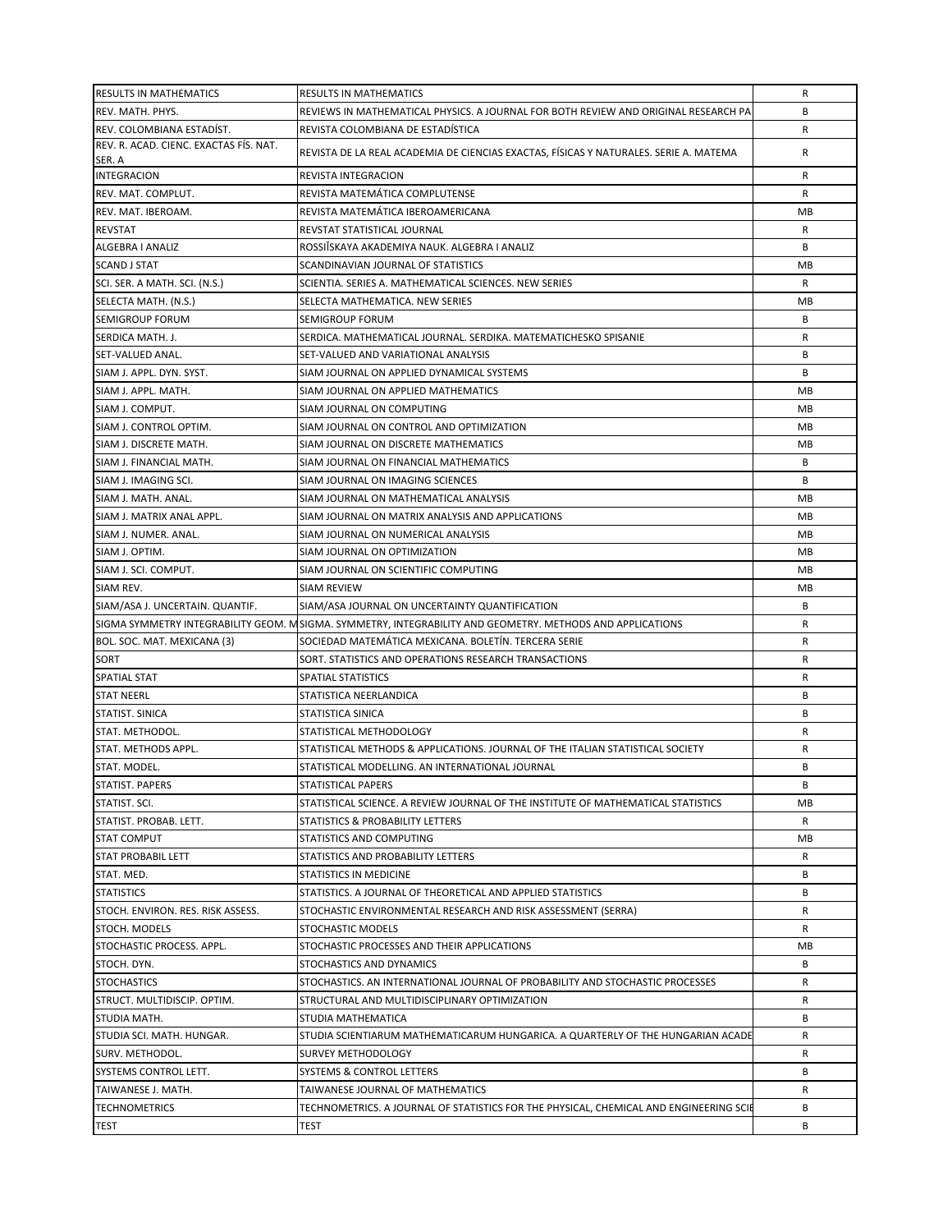| | | |
|---|---|---|
| RESULTS IN MATHEMATICS | RESULTS IN MATHEMATICS | R |
| REV. MATH. PHYS. | REVIEWS IN MATHEMATICAL PHYSICS. A JOURNAL FOR BOTH REVIEW AND ORIGINAL RESEARCH PA | B |
| REV. COLOMBIANA ESTADÍST. | REVISTA COLOMBIANA DE ESTADÍSTICA | R |
| REV. R. ACAD. CIENC. EXACTAS FÍS. NAT. SER. A | REVISTA DE LA REAL ACADEMIA DE CIENCIAS EXACTAS, FÍSICAS Y NATURALES. SERIE A. MATEMA | R |
| INTEGRACION | REVISTA INTEGRACION | R |
| REV. MAT. COMPLUT. | REVISTA MATEMÁTICA COMPLUTENSE | R |
| REV. MAT. IBEROAM. | REVISTA MATEMÁTICA IBEROAMERICANA | MB |
| REVSTAT | REVSTAT STATISTICAL JOURNAL | R |
| ALGEBRA I ANALIZ | ROSSIĬSKAYA AKADEMIYA NAUK. ALGEBRA I ANALIZ | B |
| SCAND J STAT | SCANDINAVIAN JOURNAL OF STATISTICS | MB |
| SCI. SER. A MATH. SCI. (N.S.) | SCIENTIA. SERIES A. MATHEMATICAL SCIENCES. NEW SERIES | R |
| SELECTA MATH. (N.S.) | SELECTA MATHEMATICA. NEW SERIES | MB |
| SEMIGROUP FORUM | SEMIGROUP FORUM | B |
| SERDICA MATH. J. | SERDICA. MATHEMATICAL JOURNAL. SERDIKA. MATEMATICHESKO SPISANIE | R |
| SET-VALUED ANAL. | SET-VALUED AND VARIATIONAL ANALYSIS | B |
| SIAM J. APPL. DYN. SYST. | SIAM JOURNAL ON APPLIED DYNAMICAL SYSTEMS | B |
| SIAM J. APPL. MATH. | SIAM JOURNAL ON APPLIED MATHEMATICS | MB |
| SIAM J. COMPUT. | SIAM JOURNAL ON COMPUTING | MB |
| SIAM J. CONTROL OPTIM. | SIAM JOURNAL ON CONTROL AND OPTIMIZATION | MB |
| SIAM J. DISCRETE MATH. | SIAM JOURNAL ON DISCRETE MATHEMATICS | MB |
| SIAM J. FINANCIAL MATH. | SIAM JOURNAL ON FINANCIAL MATHEMATICS | B |
| SIAM J. IMAGING SCI. | SIAM JOURNAL ON IMAGING SCIENCES | B |
| SIAM J. MATH. ANAL. | SIAM JOURNAL ON MATHEMATICAL ANALYSIS | MB |
| SIAM J. MATRIX ANAL APPL. | SIAM JOURNAL ON MATRIX ANALYSIS AND APPLICATIONS | MB |
| SIAM J. NUMER. ANAL. | SIAM JOURNAL ON NUMERICAL ANALYSIS | MB |
| SIAM J. OPTIM. | SIAM JOURNAL ON OPTIMIZATION | MB |
| SIAM J. SCI. COMPUT. | SIAM JOURNAL ON SCIENTIFIC COMPUTING | MB |
| SIAM REV. | SIAM REVIEW | MB |
| SIAM/ASA J. UNCERTAIN. QUANTIF. | SIAM/ASA JOURNAL ON UNCERTAINTY QUANTIFICATION | B |
| SIGMA SYMMETRY INTEGRABILITY GEOM. M | SIGMA. SYMMETRY, INTEGRABILITY AND GEOMETRY. METHODS AND APPLICATIONS | R |
| BOL. SOC. MAT. MEXICANA (3) | SOCIEDAD MATEMÁTICA MEXICANA. BOLETÍN. TERCERA SERIE | R |
| SORT | SORT. STATISTICS AND OPERATIONS RESEARCH TRANSACTIONS | R |
| SPATIAL STAT | SPATIAL STATISTICS | R |
| STAT NEERL | STATISTICA NEERLANDICA | B |
| STATIST. SINICA | STATISTICA SINICA | B |
| STAT. METHODOL. | STATISTICAL METHODOLOGY | R |
| STAT. METHODS APPL. | STATISTICAL METHODS & APPLICATIONS. JOURNAL OF THE ITALIAN STATISTICAL SOCIETY | R |
| STAT. MODEL. | STATISTICAL MODELLING. AN INTERNATIONAL JOURNAL | B |
| STATIST. PAPERS | STATISTICAL PAPERS | B |
| STATIST. SCI. | STATISTICAL SCIENCE. A REVIEW JOURNAL OF THE INSTITUTE OF MATHEMATICAL STATISTICS | MB |
| STATIST. PROBAB. LETT. | STATISTICS & PROBABILITY LETTERS | R |
| STAT COMPUT | STATISTICS AND COMPUTING | MB |
| STAT PROBABIL LETT | STATISTICS AND PROBABILITY LETTERS | R |
| STAT. MED. | STATISTICS IN MEDICINE | B |
| STATISTICS | STATISTICS. A JOURNAL OF THEORETICAL AND APPLIED STATISTICS | B |
| STOCH. ENVIRON. RES. RISK ASSESS. | STOCHASTIC ENVIRONMENTAL RESEARCH AND RISK ASSESSMENT (SERRA) | R |
| STOCH. MODELS | STOCHASTIC MODELS | R |
| STOCHASTIC PROCESS. APPL. | STOCHASTIC PROCESSES AND THEIR APPLICATIONS | MB |
| STOCH. DYN. | STOCHASTICS AND DYNAMICS | B |
| STOCHASTICS | STOCHASTICS. AN INTERNATIONAL JOURNAL OF PROBABILITY AND STOCHASTIC PROCESSES | R |
| STRUCT. MULTIDISCIP. OPTIM. | STRUCTURAL AND MULTIDISCIPLINARY OPTIMIZATION | R |
| STUDIA MATH. | STUDIA MATHEMATICA | B |
| STUDIA SCI. MATH. HUNGAR. | STUDIA SCIENTIARUM MATHEMATICARUM HUNGARICA. A QUARTERLY OF THE HUNGARIAN ACADE | R |
| SURV. METHODOL. | SURVEY METHODOLOGY | R |
| SYSTEMS CONTROL LETT. | SYSTEMS & CONTROL LETTERS | B |
| TAIWANESE J. MATH. | TAIWANESE JOURNAL OF MATHEMATICS | R |
| TECHNOMETRICS | TECHNOMETRICS. A JOURNAL OF STATISTICS FOR THE PHYSICAL, CHEMICAL AND ENGINEERING SCIE | B |
| TEST | TEST | B |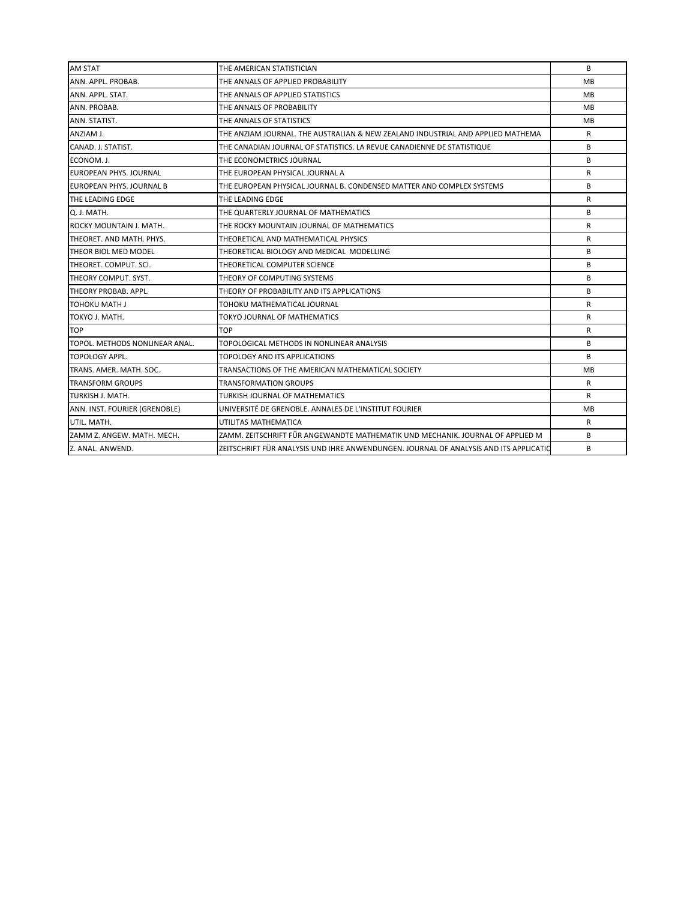| | | |
|---|---|---|
| AM STAT | THE AMERICAN STATISTICIAN | B |
| ANN. APPL. PROBAB. | THE ANNALS OF APPLIED PROBABILITY | MB |
| ANN. APPL. STAT. | THE ANNALS OF APPLIED STATISTICS | MB |
| ANN. PROBAB. | THE ANNALS OF PROBABILITY | MB |
| ANN. STATIST. | THE ANNALS OF STATISTICS | MB |
| ANZIAM J. | THE ANZIAM JOURNAL. THE AUSTRALIAN & NEW ZEALAND INDUSTRIAL AND APPLIED MATHEMA | R |
| CANAD. J. STATIST. | THE CANADIAN JOURNAL OF STATISTICS. LA REVUE CANADIENNE DE STATISTIQUE | B |
| ECONOM. J. | THE ECONOMETRICS JOURNAL | B |
| EUROPEAN PHYS. JOURNAL | THE EUROPEAN PHYSICAL JOURNAL A | R |
| EUROPEAN PHYS. JOURNAL B | THE EUROPEAN PHYSICAL JOURNAL B. CONDENSED MATTER AND COMPLEX SYSTEMS | B |
| THE LEADING EDGE | THE LEADING EDGE | R |
| Q. J. MATH. | THE QUARTERLY JOURNAL OF MATHEMATICS | B |
| ROCKY MOUNTAIN J. MATH. | THE ROCKY MOUNTAIN JOURNAL OF MATHEMATICS | R |
| THEORET. AND MATH. PHYS. | THEORETICAL AND MATHEMATICAL PHYSICS | R |
| THEOR BIOL MED MODEL | THEORETICAL BIOLOGY AND MEDICAL MODELLING | B |
| THEORET. COMPUT. SCI. | THEORETICAL COMPUTER SCIENCE | B |
| THEORY COMPUT. SYST. | THEORY OF COMPUTING SYSTEMS | B |
| THEORY PROBAB. APPL. | THEORY OF PROBABILITY AND ITS APPLICATIONS | B |
| TOHOKU MATH J | TOHOKU MATHEMATICAL JOURNAL | R |
| TOKYO J. MATH. | TOKYO JOURNAL OF MATHEMATICS | R |
| TOP | TOP | R |
| TOPOL. METHODS NONLINEAR ANAL. | TOPOLOGICAL METHODS IN NONLINEAR ANALYSIS | B |
| TOPOLOGY APPL. | TOPOLOGY AND ITS APPLICATIONS | B |
| TRANS. AMER. MATH. SOC. | TRANSACTIONS OF THE AMERICAN MATHEMATICAL SOCIETY | MB |
| TRANSFORM GROUPS | TRANSFORMATION GROUPS | R |
| TURKISH J. MATH. | TURKISH JOURNAL OF MATHEMATICS | R |
| ANN. INST. FOURIER (GRENOBLE) | UNIVERSITÉ DE GRENOBLE. ANNALES DE L'INSTITUT FOURIER | MB |
| UTIL. MATH. | UTILITAS MATHEMATICA | R |
| ZAMM Z. ANGEW. MATH. MECH. | ZAMM. ZEITSCHRIFT FÜR ANGEWANDTE MATHEMATIK UND MECHANIK. JOURNAL OF APPLIED M | B |
| Z. ANAL. ANWEND. | ZEITSCHRIFT FÜR ANALYSIS UND IHRE ANWENDUNGEN. JOURNAL OF ANALYSIS AND ITS APPLICATIO | B |